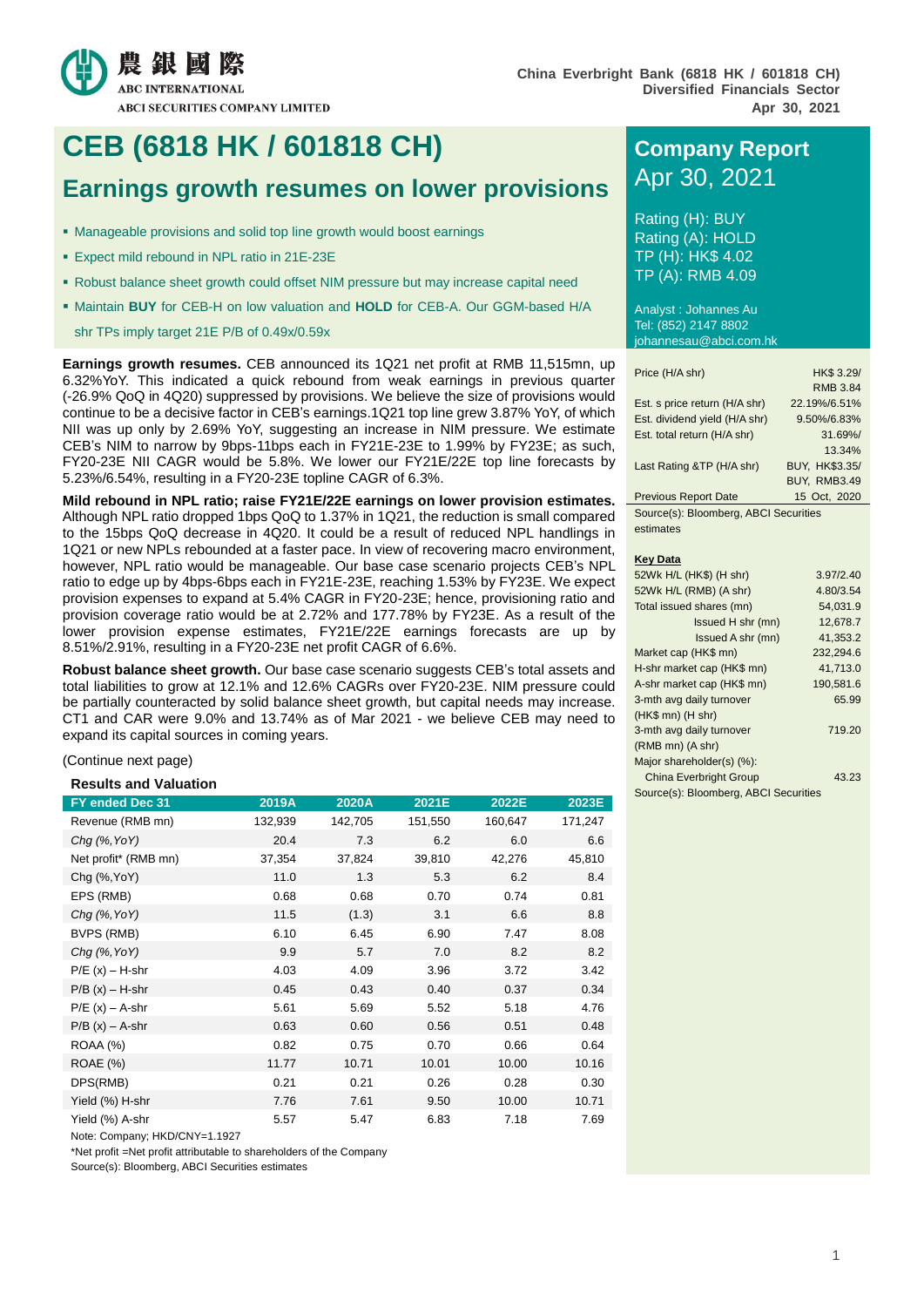農銀國際
ABC INTERNATIONAL
ABCI SECURITIES COMPANY LIMITED

China Everbright Bank (6818 HK / 601818 CH)
Diversified Financials Sector
Apr 30, 2021

# CEB (6818 HK / 601818 CH)

## Earnings growth resumes on lower provisions

- Manageable provisions and solid top line growth would boost earnings
- Expect mild rebound in NPL ratio in 21E-23E
- Robust balance sheet growth could offset NIM pressure but may increase capital need
- Maintain **BUY** for CEB-H on low valuation and **HOLD** for CEB-A. Our GGM-based H/A shr TPs imply target 21E P/B of 0.49x/0.59x

**Earnings growth resumes.** CEB announced its 1Q21 net profit at RMB 11,515mn, up 6.32%YoY. This indicated a quick rebound from weak earnings in previous quarter (-26.9% QoQ in 4Q20) suppressed by provisions. We believe the size of provisions would continue to be a decisive factor in CEB's earnings.1Q21 top line grew 3.87% YoY, of which NII was up only by 2.69% YoY, suggesting an increase in NIM pressure. We estimate CEB's NIM to narrow by 9bps-11bps each in FY21E-23E to 1.99% by FY23E; as such, FY20-23E NII CAGR would be 5.8%. We lower our FY21E/22E top line forecasts by 5.23%/6.54%, resulting in a FY20-23E topline CAGR of 6.3%.

**Mild rebound in NPL ratio; raise FY21E/22E earnings on lower provision estimates.** Although NPL ratio dropped 1bps QoQ to 1.37% in 1Q21, the reduction is small compared to the 15bps QoQ decrease in 4Q20. It could be a result of reduced NPL handlings in 1Q21 or new NPLs rebounded at a faster pace. In view of recovering macro environment, however, NPL ratio would be manageable. Our base case scenario projects CEB's NPL ratio to edge up by 4bps-6bps each in FY21E-23E, reaching 1.53% by FY23E. We expect provision expenses to expand at 5.4% CAGR in FY20-23E; hence, provisioning ratio and provision coverage ratio would be at 2.72% and 177.78% by FY23E. As a result of the lower provision expense estimates, FY21E/22E earnings forecasts are up by 8.51%/2.91%, resulting in a FY20-23E net profit CAGR of 6.6%.

**Robust balance sheet growth.** Our base case scenario suggests CEB's total assets and total liabilities to grow at 12.1% and 12.6% CAGRs over FY20-23E. NIM pressure could be partially counteracted by solid balance sheet growth, but capital needs may increase. CT1 and CAR were 9.0% and 13.74% as of Mar 2021 - we believe CEB may need to expand its capital sources in coming years.

(Continue next page)

**Results and Valuation**

| FY ended Dec 31 | 2019A | 2020A | 2021E | 2022E | 2023E |
|---|---|---|---|---|---|
| Revenue (RMB mn) | 132,939 | 142,705 | 151,550 | 160,647 | 171,247 |
| *Chg (%,YoY)* | 20.4 | 7.3 | 6.2 | 6.0 | 6.6 |
| Net profit* (RMB mn) | 37,354 | 37,824 | 39,810 | 42,276 | 45,810 |
| Chg (%,YoY) | 11.0 | 1.3 | 5.3 | 6.2 | 8.4 |
| EPS (RMB) | 0.68 | 0.68 | 0.70 | 0.74 | 0.81 |
| *Chg (%,YoY)* | 11.5 | (1.3) | 3.1 | 6.6 | 8.8 |
| BVPS (RMB) | 6.10 | 6.45 | 6.90 | 7.47 | 8.08 |
| *Chg (%,YoY)* | 9.9 | 5.7 | 7.0 | 8.2 | 8.2 |
| P/E (x) – H-shr | 4.03 | 4.09 | 3.96 | 3.72 | 3.42 |
| P/B (x) – H-shr | 0.45 | 0.43 | 0.40 | 0.37 | 0.34 |
| P/E (x) – A-shr | 5.61 | 5.69 | 5.52 | 5.18 | 4.76 |
| P/B (x) – A-shr | 0.63 | 0.60 | 0.56 | 0.51 | 0.48 |
| ROAA (%) | 0.82 | 0.75 | 0.70 | 0.66 | 0.64 |
| ROAE (%) | 11.77 | 10.71 | 10.01 | 10.00 | 10.16 |
| DPS(RMB) | 0.21 | 0.21 | 0.26 | 0.28 | 0.30 |
| Yield (%) H-shr | 7.76 | 7.61 | 9.50 | 10.00 | 10.71 |
| Yield (%) A-shr | 5.57 | 5.47 | 6.83 | 7.18 | 7.69 |

Note: Company; HKD/CNY=1.1927
*Net profit =Net profit attributable to shareholders of the Company
Source(s): Bloomberg, ABCI Securities estimates

## Company Report
Apr 30, 2021

Rating (H): BUY
Rating (A): HOLD
TP (H): HK$ 4.02
TP (A): RMB 4.09

Analyst : Johannes Au
Tel: (852) 2147 8802
johannesau@abci.com.hk

| | |
|---|---|
| Price (H/A shr) | HK$ 3.29/ RMB 3.84 |
| Est. s price return (H/A shr) | 22.19%/6.51% |
| Est. dividend yield (H/A shr) | 9.50%/6.83% |
| Est. total return (H/A shr) | 31.69%/ 13.34% |
| Last Rating &TP (H/A shr) | BUY, HK$3.35/ BUY, RMB3.49 |
| Previous Report Date | 15 Oct, 2020 |

Source(s): Bloomberg, ABCI Securities estimates

**Key Data**

| | |
|---|---|
| 52Wk H/L (HK$) (H shr) | 3.97/2.40 |
| 52Wk H/L (RMB) (A shr) | 4.80/3.54 |
| Total issued shares (mn) | 54,031.9 |
| Issued H shr (mn) | 12,678.7 |
| Issued A shr (mn) | 41,353.2 |
| Market cap (HK$ mn) | 232,294.6 |
| H-shr market cap (HK$ mn) | 41,713.0 |
| A-shr market cap (HK$ mn) | 190,581.6 |
| 3-mth avg daily turnover (HK$ mn) (H shr) | 65.99 |
| 3-mth avg daily turnover (RMB mn) (A shr) | 719.20 |
| Major shareholder(s) (%): | |
| China Everbright Group | 43.23 |

Source(s): Bloomberg, ABCI Securities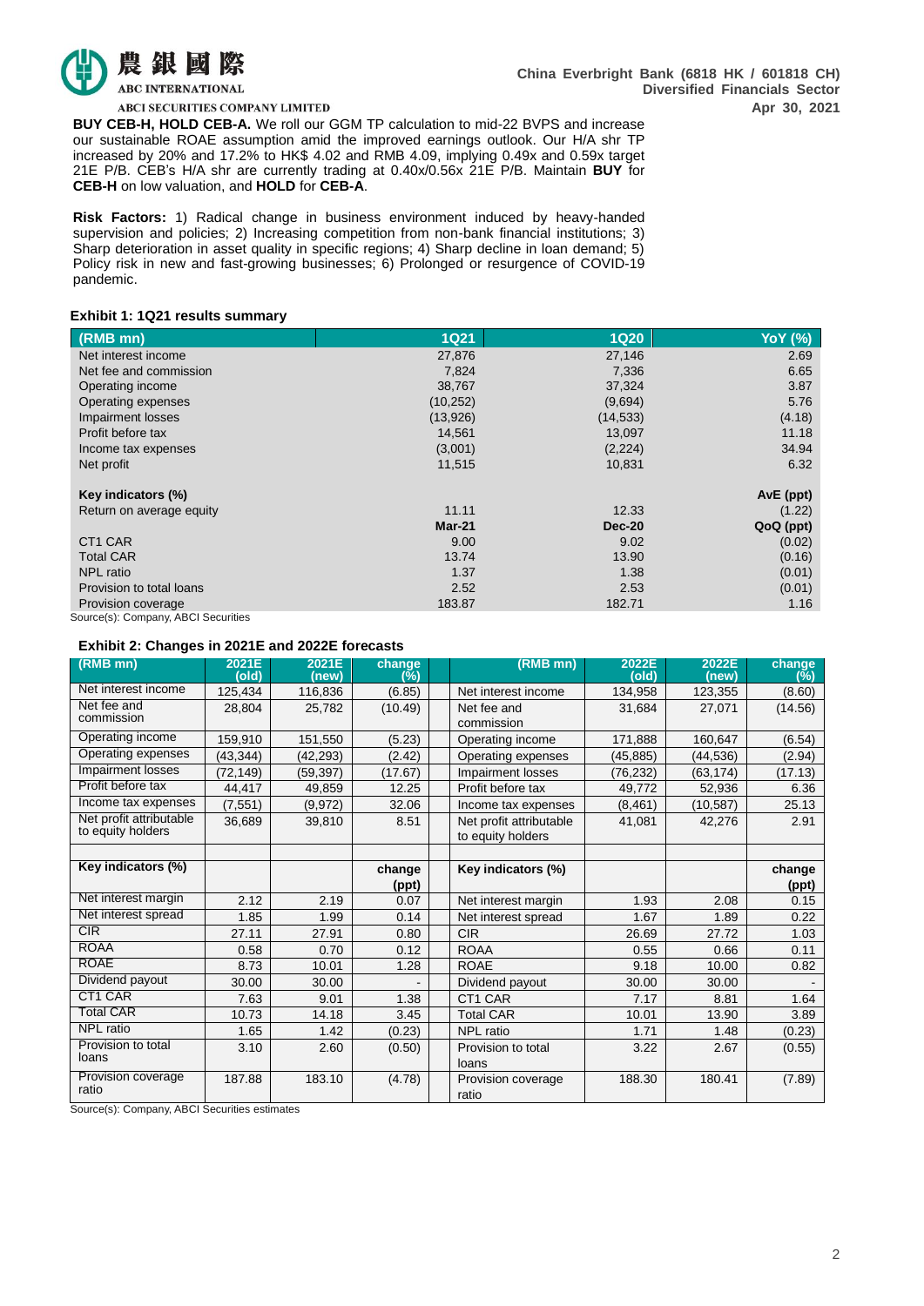**BUY CEB-H, HOLD CEB-A.** We roll our GGM TP calculation to mid-22 BVPS and increase our sustainable ROAE assumption amid the improved earnings outlook. Our H/A shr TP increased by 20% and 17.2% to HK$ 4.02 and RMB 4.09, implying 0.49x and 0.59x target 21E P/B. CEB's H/A shr are currently trading at 0.40x/0.56x 21E P/B. Maintain **BUY** for **CEB-H** on low valuation, and **HOLD** for **CEB-A**.

**Risk Factors:** 1) Radical change in business environment induced by heavy-handed supervision and policies; 2) Increasing competition from non-bank financial institutions; 3) Sharp deterioration in asset quality in specific regions; 4) Sharp decline in loan demand; 5) Policy risk in new and fast-growing businesses; 6) Prolonged or resurgence of COVID-19 pandemic.

### Exhibit 1: 1Q21 results summary

| (RMB mn) | 1Q21 | 1Q20 | YoY (%) |
|---|---|---|---|
| Net interest income | 27,876 | 27,146 | 2.69 |
| Net fee and commission | 7,824 | 7,336 | 6.65 |
| Operating income | 38,767 | 37,324 | 3.87 |
| Operating expenses | (10,252) | (9,694) | 5.76 |
| Impairment losses | (13,926) | (14,533) | (4.18) |
| Profit before tax | 14,561 | 13,097 | 11.18 |
| Income tax expenses | (3,001) | (2,224) | 34.94 |
| Net profit | 11,515 | 10,831 | 6.32 |
| | | | |
| **Key indicators (%)** | | | **AvE (ppt)** |
| Return on average equity | 11.11 | 12.33 | (1.22) |
| | **Mar-21** | **Dec-20** | **QoQ (ppt)** |
| CT1 CAR | 9.00 | 9.02 | (0.02) |
| Total CAR | 13.74 | 13.90 | (0.16) |
| NPL ratio | 1.37 | 1.38 | (0.01) |
| Provision to total loans | 2.52 | 2.53 | (0.01) |
| Provision coverage | 183.87 | 182.71 | 1.16 |

Source(s): Company, ABCI Securities

### Exhibit 2: Changes in 2021E and 2022E forecasts

| (RMB mn) | 2021E (old) | 2021E (new) | change (%) | | (RMB mn) | 2022E (old) | 2022E (new) | change (%) |
|---|---|---|---|---|---|---|---|---|
| Net interest income | 125,434 | 116,836 | (6.85) | | Net interest income | 134,958 | 123,355 | (8.60) |
| Net fee and commission | 28,804 | 25,782 | (10.49) | | Net fee and commission | 31,684 | 27,071 | (14.56) |
| Operating income | 159,910 | 151,550 | (5.23) | | Operating income | 171,888 | 160,647 | (6.54) |
| Operating expenses | (43,344) | (42,293) | (2.42) | | Operating expenses | (45,885) | (44,536) | (2.94) |
| Impairment losses | (72,149) | (59,397) | (17.67) | | Impairment losses | (76,232) | (63,174) | (17.13) |
| Profit before tax | 44,417 | 49,859 | 12.25 | | Profit before tax | 49,772 | 52,936 | 6.36 |
| Income tax expenses | (7,551) | (9,972) | 32.06 | | Income tax expenses | (8,461) | (10,587) | 25.13 |
| Net profit attributable to equity holders | 36,689 | 39,810 | 8.51 | | Net profit attributable to equity holders | 41,081 | 42,276 | 2.91 |
| | | | | | | | | |
| **Key indicators (%)** | | | change (ppt) | | **Key indicators (%)** | | | change (ppt) |
| Net interest margin | 2.12 | 2.19 | 0.07 | | Net interest margin | 1.93 | 2.08 | 0.15 |
| Net interest spread | 1.85 | 1.99 | 0.14 | | Net interest spread | 1.67 | 1.89 | 0.22 |
| CIR | 27.11 | 27.91 | 0.80 | | CIR | 26.69 | 27.72 | 1.03 |
| ROAA | 0.58 | 0.70 | 0.12 | | ROAA | 0.55 | 0.66 | 0.11 |
| ROAE | 8.73 | 10.01 | 1.28 | | ROAE | 9.18 | 10.00 | 0.82 |
| Dividend payout | 30.00 | 30.00 | - | | Dividend payout | 30.00 | 30.00 | - |
| CT1 CAR | 7.63 | 9.01 | 1.38 | | CT1 CAR | 7.17 | 8.81 | 1.64 |
| Total CAR | 10.73 | 14.18 | 3.45 | | Total CAR | 10.01 | 13.90 | 3.89 |
| NPL ratio | 1.65 | 1.42 | (0.23) | | NPL ratio | 1.71 | 1.48 | (0.23) |
| Provision to total loans | 3.10 | 2.60 | (0.50) | | Provision to total loans | 3.22 | 2.67 | (0.55) |
| Provision coverage ratio | 187.88 | 183.10 | (4.78) | | Provision coverage ratio | 188.30 | 180.41 | (7.89) |

Source(s): Company, ABCI Securities estimates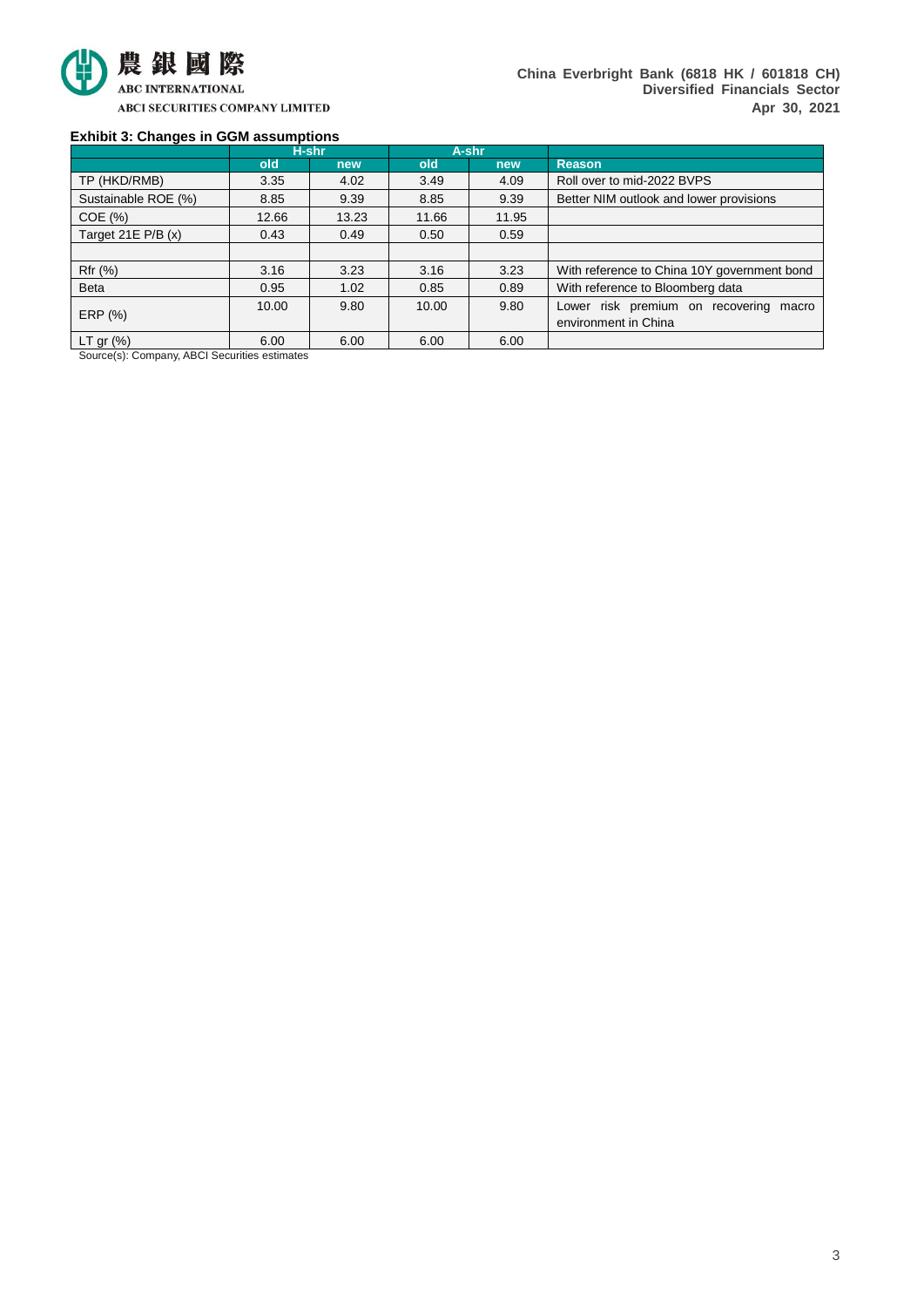**Exhibit 3: Changes in GGM assumptions**

| | H-shr | | A-shr | | |
|---|---|---|---|---|---|
| | old | new | old | new | Reason |
| TP (HKD/RMB) | 3.35 | 4.02 | 3.49 | 4.09 | Roll over to mid-2022 BVPS |
| Sustainable ROE (%) | 8.85 | 9.39 | 8.85 | 9.39 | Better NIM outlook and lower provisions |
| COE (%) | 12.66 | 13.23 | 11.66 | 11.95 | |
| Target 21E P/B (x) | 0.43 | 0.49 | 0.50 | 0.59 | |
| | | | | | |
| Rfr (%) | 3.16 | 3.23 | 3.16 | 3.23 | With reference to China 10Y government bond |
| Beta | 0.95 | 1.02 | 0.85 | 0.89 | With reference to Bloomberg data |
| ERP (%) | 10.00 | 9.80 | 10.00 | 9.80 | Lower risk premium on recovering macro environment in China |
| LT gr (%) | 6.00 | 6.00 | 6.00 | 6.00 | |

Source(s): Company, ABCI Securities estimates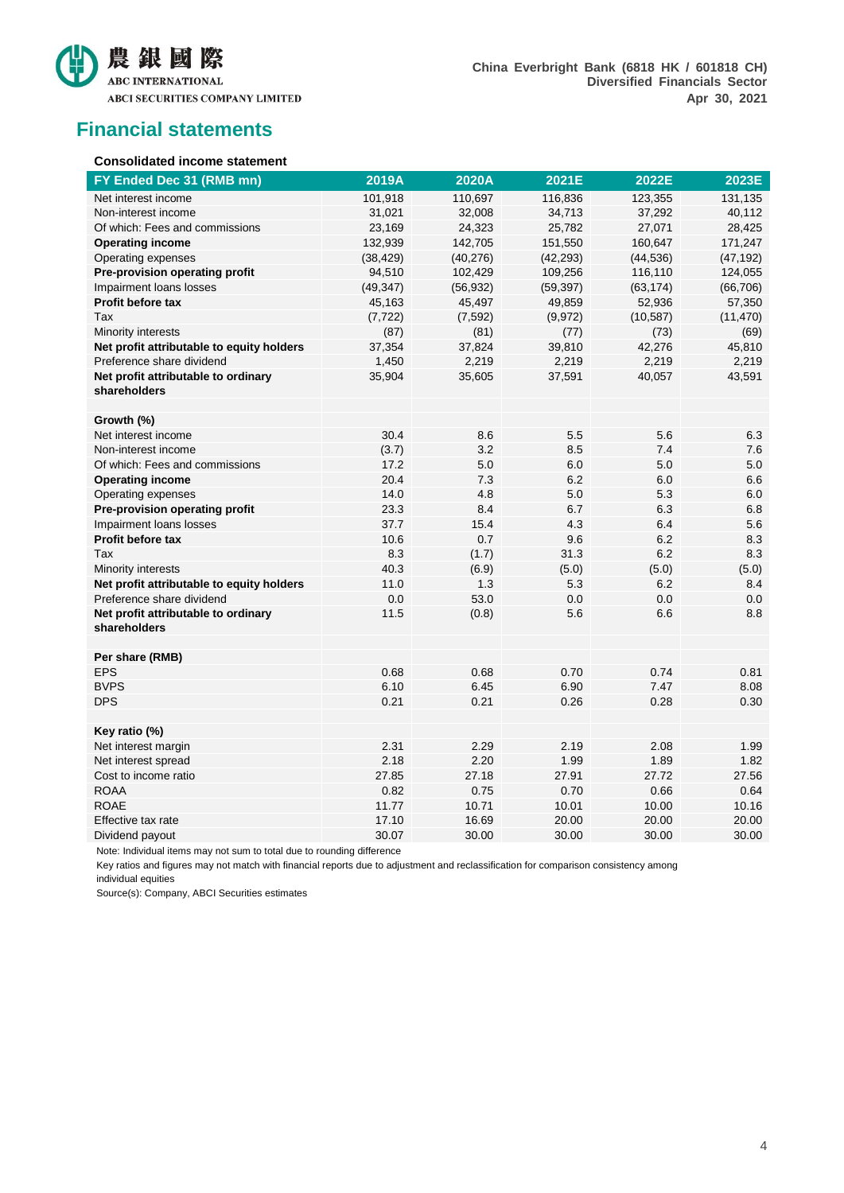## Financial statements

**Consolidated income statement**

| FY Ended Dec 31 (RMB mn) | 2019A | 2020A | 2021E | 2022E | 2023E |
|---|---|---|---|---|---|
| Net interest income | 101,918 | 110,697 | 116,836 | 123,355 | 131,135 |
| Non-interest income | 31,021 | 32,008 | 34,713 | 37,292 | 40,112 |
| Of which: Fees and commissions | 23,169 | 24,323 | 25,782 | 27,071 | 28,425 |
| **Operating income** | 132,939 | 142,705 | 151,550 | 160,647 | 171,247 |
| Operating expenses | (38,429) | (40,276) | (42,293) | (44,536) | (47,192) |
| **Pre-provision operating profit** | 94,510 | 102,429 | 109,256 | 116,110 | 124,055 |
| Impairment loans losses | (49,347) | (56,932) | (59,397) | (63,174) | (66,706) |
| **Profit before tax** | 45,163 | 45,497 | 49,859 | 52,936 | 57,350 |
| Tax | (7,722) | (7,592) | (9,972) | (10,587) | (11,470) |
| Minority interests | (87) | (81) | (77) | (73) | (69) |
| **Net profit attributable to equity holders** | 37,354 | 37,824 | 39,810 | 42,276 | 45,810 |
| Preference share dividend | 1,450 | 2,219 | 2,219 | 2,219 | 2,219 |
| **Net profit attributable to ordinary shareholders** | 35,904 | 35,605 | 37,591 | 40,057 | 43,591 |
| | | | | | |
| **Growth (%)** | | | | | |
| Net interest income | 30.4 | 8.6 | 5.5 | 5.6 | 6.3 |
| Non-interest income | (3.7) | 3.2 | 8.5 | 7.4 | 7.6 |
| Of which: Fees and commissions | 17.2 | 5.0 | 6.0 | 5.0 | 5.0 |
| **Operating income** | 20.4 | 7.3 | 6.2 | 6.0 | 6.6 |
| Operating expenses | 14.0 | 4.8 | 5.0 | 5.3 | 6.0 |
| **Pre-provision operating profit** | 23.3 | 8.4 | 6.7 | 6.3 | 6.8 |
| Impairment loans losses | 37.7 | 15.4 | 4.3 | 6.4 | 5.6 |
| **Profit before tax** | 10.6 | 0.7 | 9.6 | 6.2 | 8.3 |
| Tax | 8.3 | (1.7) | 31.3 | 6.2 | 8.3 |
| Minority interests | 40.3 | (6.9) | (5.0) | (5.0) | (5.0) |
| **Net profit attributable to equity holders** | 11.0 | 1.3 | 5.3 | 6.2 | 8.4 |
| Preference share dividend | 0.0 | 53.0 | 0.0 | 0.0 | 0.0 |
| **Net profit attributable to ordinary shareholders** | 11.5 | (0.8) | 5.6 | 6.6 | 8.8 |
| | | | | | |
| **Per share (RMB)** | | | | | |
| EPS | 0.68 | 0.68 | 0.70 | 0.74 | 0.81 |
| BVPS | 6.10 | 6.45 | 6.90 | 7.47 | 8.08 |
| DPS | 0.21 | 0.21 | 0.26 | 0.28 | 0.30 |
| | | | | | |
| **Key ratio (%)** | | | | | |
| Net interest margin | 2.31 | 2.29 | 2.19 | 2.08 | 1.99 |
| Net interest spread | 2.18 | 2.20 | 1.99 | 1.89 | 1.82 |
| Cost to income ratio | 27.85 | 27.18 | 27.91 | 27.72 | 27.56 |
| ROAA | 0.82 | 0.75 | 0.70 | 0.66 | 0.64 |
| ROAE | 11.77 | 10.71 | 10.01 | 10.00 | 10.16 |
| Effective tax rate | 17.10 | 16.69 | 20.00 | 20.00 | 20.00 |
| Dividend payout | 30.07 | 30.00 | 30.00 | 30.00 | 30.00 |

Note: Individual items may not sum to total due to rounding difference

Key ratios and figures may not match with financial reports due to adjustment and reclassification for comparison consistency among individual equities

Source(s): Company, ABCI Securities estimates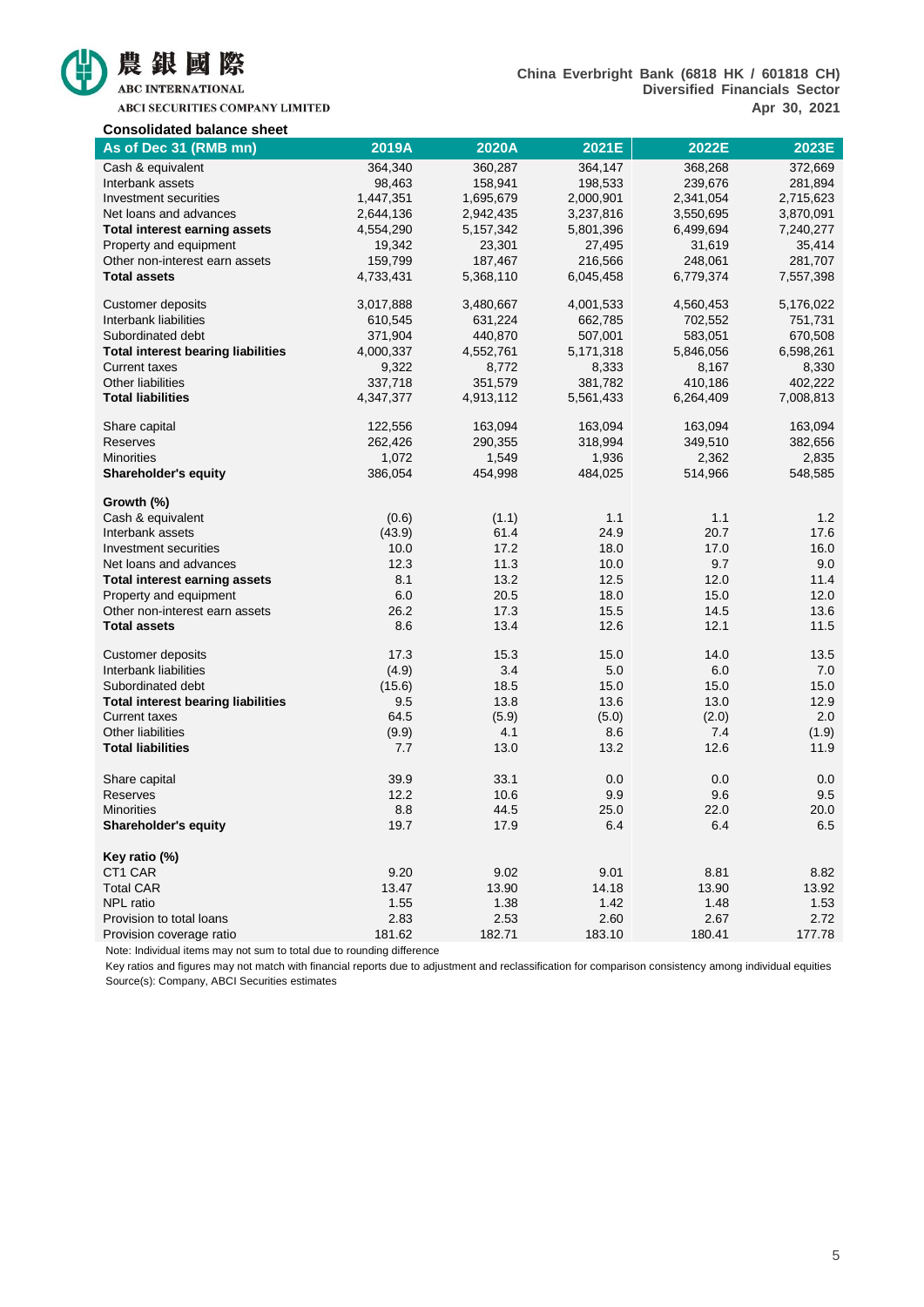## Consolidated balance sheet

| As of Dec 31 (RMB mn) | 2019A | 2020A | 2021E | 2022E | 2023E |
|---|---|---|---|---|---|
| Cash & equivalent | 364,340 | 360,287 | 364,147 | 368,268 | 372,669 |
| Interbank assets | 98,463 | 158,941 | 198,533 | 239,676 | 281,894 |
| Investment securities | 1,447,351 | 1,695,679 | 2,000,901 | 2,341,054 | 2,715,623 |
| Net loans and advances | 2,644,136 | 2,942,435 | 3,237,816 | 3,550,695 | 3,870,091 |
| **Total interest earning assets** | 4,554,290 | 5,157,342 | 5,801,396 | 6,499,694 | 7,240,277 |
| Property and equipment | 19,342 | 23,301 | 27,495 | 31,619 | 35,414 |
| Other non-interest earn assets | 159,799 | 187,467 | 216,566 | 248,061 | 281,707 |
| **Total assets** | 4,733,431 | 5,368,110 | 6,045,458 | 6,779,374 | 7,557,398 |
| | | | | | |
| Customer deposits | 3,017,888 | 3,480,667 | 4,001,533 | 4,560,453 | 5,176,022 |
| Interbank liabilities | 610,545 | 631,224 | 662,785 | 702,552 | 751,731 |
| Subordinated debt | 371,904 | 440,870 | 507,001 | 583,051 | 670,508 |
| **Total interest bearing liabilities** | 4,000,337 | 4,552,761 | 5,171,318 | 5,846,056 | 6,598,261 |
| Current taxes | 9,322 | 8,772 | 8,333 | 8,167 | 8,330 |
| Other liabilities | 337,718 | 351,579 | 381,782 | 410,186 | 402,222 |
| **Total liabilities** | 4,347,377 | 4,913,112 | 5,561,433 | 6,264,409 | 7,008,813 |
| | | | | | |
| Share capital | 122,556 | 163,094 | 163,094 | 163,094 | 163,094 |
| Reserves | 262,426 | 290,355 | 318,994 | 349,510 | 382,656 |
| Minorities | 1,072 | 1,549 | 1,936 | 2,362 | 2,835 |
| **Shareholder's equity** | 386,054 | 454,998 | 484,025 | 514,966 | 548,585 |
| | | | | | |
| **Growth (%)** | | | | | |
| Cash & equivalent | (0.6) | (1.1) | 1.1 | 1.1 | 1.2 |
| Interbank assets | (43.9) | 61.4 | 24.9 | 20.7 | 17.6 |
| Investment securities | 10.0 | 17.2 | 18.0 | 17.0 | 16.0 |
| Net loans and advances | 12.3 | 11.3 | 10.0 | 9.7 | 9.0 |
| **Total interest earning assets** | 8.1 | 13.2 | 12.5 | 12.0 | 11.4 |
| Property and equipment | 6.0 | 20.5 | 18.0 | 15.0 | 12.0 |
| Other non-interest earn assets | 26.2 | 17.3 | 15.5 | 14.5 | 13.6 |
| **Total assets** | 8.6 | 13.4 | 12.6 | 12.1 | 11.5 |
| | | | | | |
| Customer deposits | 17.3 | 15.3 | 15.0 | 14.0 | 13.5 |
| Interbank liabilities | (4.9) | 3.4 | 5.0 | 6.0 | 7.0 |
| Subordinated debt | (15.6) | 18.5 | 15.0 | 15.0 | 15.0 |
| **Total interest bearing liabilities** | 9.5 | 13.8 | 13.6 | 13.0 | 12.9 |
| Current taxes | 64.5 | (5.9) | (5.0) | (2.0) | 2.0 |
| Other liabilities | (9.9) | 4.1 | 8.6 | 7.4 | (1.9) |
| **Total liabilities** | 7.7 | 13.0 | 13.2 | 12.6 | 11.9 |
| | | | | | |
| Share capital | 39.9 | 33.1 | 0.0 | 0.0 | 0.0 |
| Reserves | 12.2 | 10.6 | 9.9 | 9.6 | 9.5 |
| Minorities | 8.8 | 44.5 | 25.0 | 22.0 | 20.0 |
| **Shareholder's equity** | 19.7 | 17.9 | 6.4 | 6.4 | 6.5 |
| | | | | | |
| **Key ratio (%)** | | | | | |
| CT1 CAR | 9.20 | 9.02 | 9.01 | 8.81 | 8.82 |
| Total CAR | 13.47 | 13.90 | 14.18 | 13.90 | 13.92 |
| NPL ratio | 1.55 | 1.38 | 1.42 | 1.48 | 1.53 |
| Provision to total loans | 2.83 | 2.53 | 2.60 | 2.67 | 2.72 |
| Provision coverage ratio | 181.62 | 182.71 | 183.10 | 180.41 | 177.78 |

Note: Individual items may not sum to total due to rounding difference

Key ratios and figures may not match with financial reports due to adjustment and reclassification for comparison consistency among individual equities

Source(s): Company, ABCI Securities estimates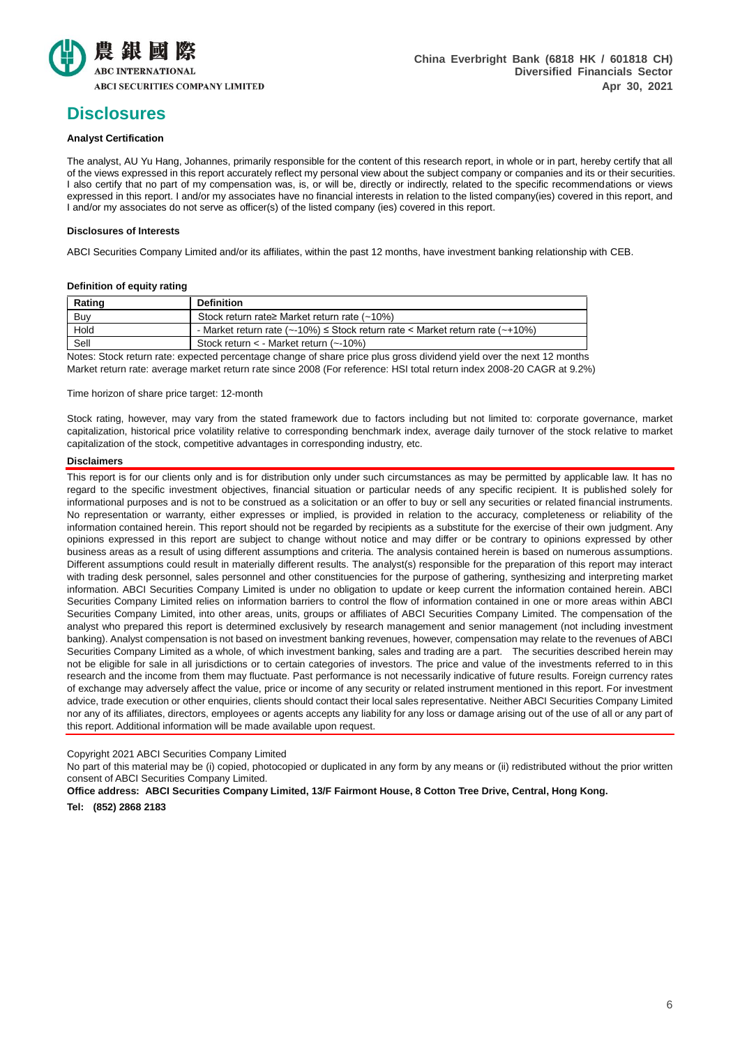# Disclosures

**Analyst Certification**

The analyst, AU Yu Hang, Johannes, primarily responsible for the content of this research report, in whole or in part, hereby certify that all of the views expressed in this report accurately reflect my personal view about the subject company or companies and its or their securities. I also certify that no part of my compensation was, is, or will be, directly or indirectly, related to the specific recommendations or views expressed in this report. I and/or my associates have no financial interests in relation to the listed company(ies) covered in this report, and I and/or my associates do not serve as officer(s) of the listed company (ies) covered in this report.

**Disclosures of Interests**

ABCI Securities Company Limited and/or its affiliates, within the past 12 months, have investment banking relationship with CEB.

**Definition of equity rating**

| Rating | Definition |
|---|---|
| Buy | Stock return rate≥ Market return rate (~10%) |
| Hold | - Market return rate (~-10%) ≤ Stock return rate < Market return rate (~+10%) |
| Sell | Stock return < - Market return (~-10%) |

Notes: Stock return rate: expected percentage change of share price plus gross dividend yield over the next 12 months
Market return rate: average market return rate since 2008 (For reference: HSI total return index 2008-20 CAGR at 9.2%)

Time horizon of share price target: 12-month

Stock rating, however, may vary from the stated framework due to factors including but not limited to: corporate governance, market capitalization, historical price volatility relative to corresponding benchmark index, average daily turnover of the stock relative to market capitalization of the stock, competitive advantages in corresponding industry, etc.

**Disclaimers**

This report is for our clients only and is for distribution only under such circumstances as may be permitted by applicable law. It has no regard to the specific investment objectives, financial situation or particular needs of any specific recipient. It is published solely for informational purposes and is not to be construed as a solicitation or an offer to buy or sell any securities or related financial instruments. No representation or warranty, either expresses or implied, is provided in relation to the accuracy, completeness or reliability of the information contained herein. This report should not be regarded by recipients as a substitute for the exercise of their own judgment. Any opinions expressed in this report are subject to change without notice and may differ or be contrary to opinions expressed by other business areas as a result of using different assumptions and criteria. The analysis contained herein is based on numerous assumptions. Different assumptions could result in materially different results. The analyst(s) responsible for the preparation of this report may interact with trading desk personnel, sales personnel and other constituencies for the purpose of gathering, synthesizing and interpreting market information. ABCI Securities Company Limited is under no obligation to update or keep current the information contained herein. ABCI Securities Company Limited relies on information barriers to control the flow of information contained in one or more areas within ABCI Securities Company Limited, into other areas, units, groups or affiliates of ABCI Securities Company Limited. The compensation of the analyst who prepared this report is determined exclusively by research management and senior management (not including investment banking). Analyst compensation is not based on investment banking revenues, however, compensation may relate to the revenues of ABCI Securities Company Limited as a whole, of which investment banking, sales and trading are a part. The securities described herein may not be eligible for sale in all jurisdictions or to certain categories of investors. The price and value of the investments referred to in this research and the income from them may fluctuate. Past performance is not necessarily indicative of future results. Foreign currency rates of exchange may adversely affect the value, price or income of any security or related instrument mentioned in this report. For investment advice, trade execution or other enquiries, clients should contact their local sales representative. Neither ABCI Securities Company Limited nor any of its affiliates, directors, employees or agents accepts any liability for any loss or damage arising out of the use of all or any part of this report. Additional information will be made available upon request.

Copyright 2021 ABCI Securities Company Limited

No part of this material may be (i) copied, photocopied or duplicated in any form by any means or (ii) redistributed without the prior written consent of ABCI Securities Company Limited.

**Office address: ABCI Securities Company Limited, 13/F Fairmont House, 8 Cotton Tree Drive, Central, Hong Kong.**

**Tel: (852) 2868 2183**